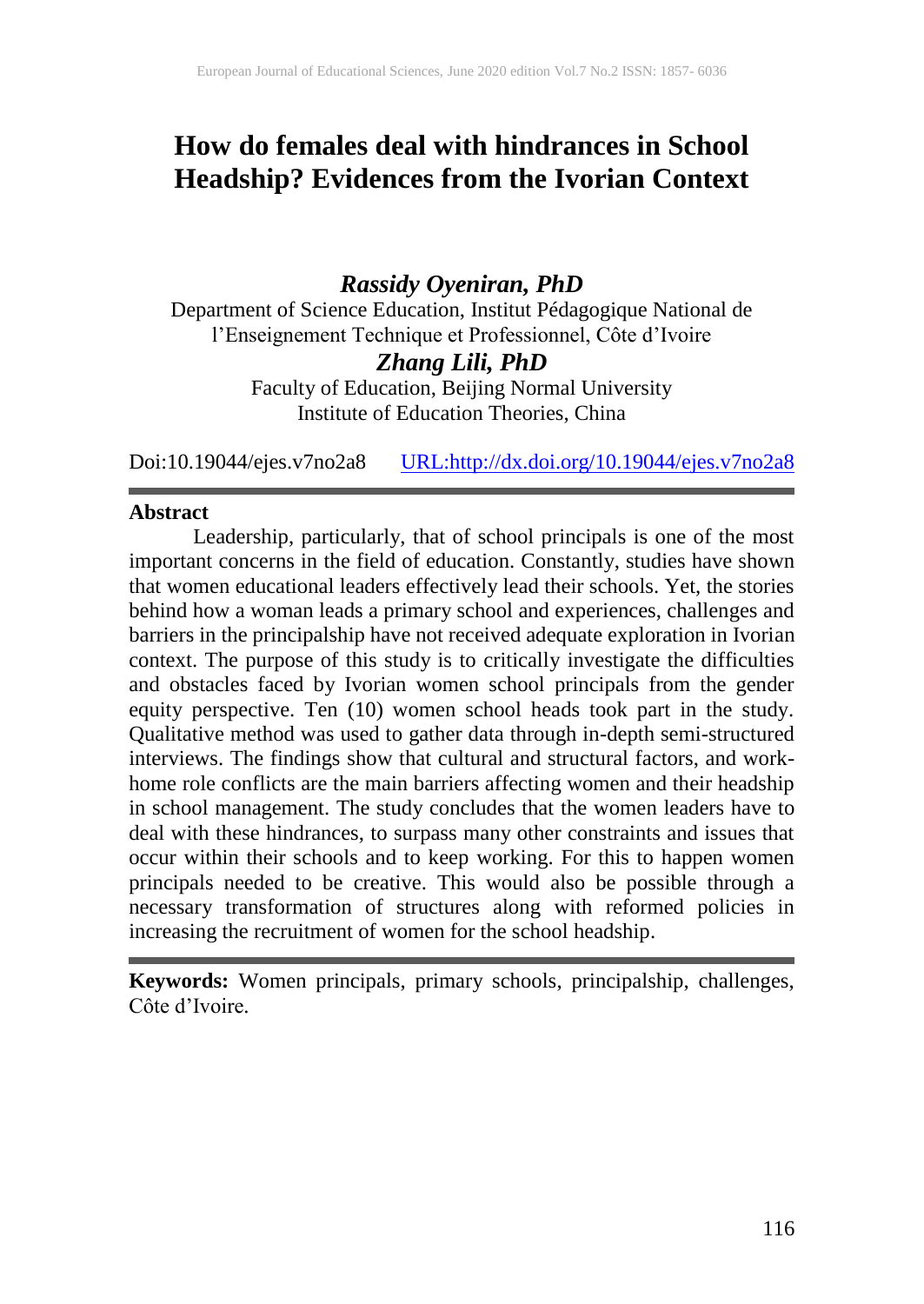# How do females deal with hindrances in School Headship? Evidences from the Ivorian Context

***Rassidy Oyeniran, PhD***

Department of Science Education, Institut Pédagogique National de l'Enseignement Technique et Professionnel, Côte d'Ivoire

***Zhang Lili, PhD***

Faculty of Education, Beijing Normal University
Institute of Education Theories, China

Doi:10.19044/ejes.v7no2a8 URL:http://dx.doi.org/10.19044/ejes.v7no2a8

---

**Abstract**

Leadership, particularly, that of school principals is one of the most important concerns in the field of education. Constantly, studies have shown that women educational leaders effectively lead their schools. Yet, the stories behind how a woman leads a primary school and experiences, challenges and barriers in the principalship have not received adequate exploration in Ivorian context. The purpose of this study is to critically investigate the difficulties and obstacles faced by Ivorian women school principals from the gender equity perspective. Ten (10) women school heads took part in the study. Qualitative method was used to gather data through in-depth semi-structured interviews. The findings show that cultural and structural factors, and work-home role conflicts are the main barriers affecting women and their headship in school management. The study concludes that the women leaders have to deal with these hindrances, to surpass many other constraints and issues that occur within their schools and to keep working. For this to happen women principals needed to be creative. This would also be possible through a necessary transformation of structures along with reformed policies in increasing the recruitment of women for the school headship.

---

**Keywords:** Women principals, primary schools, principalship, challenges, Côte d'Ivoire.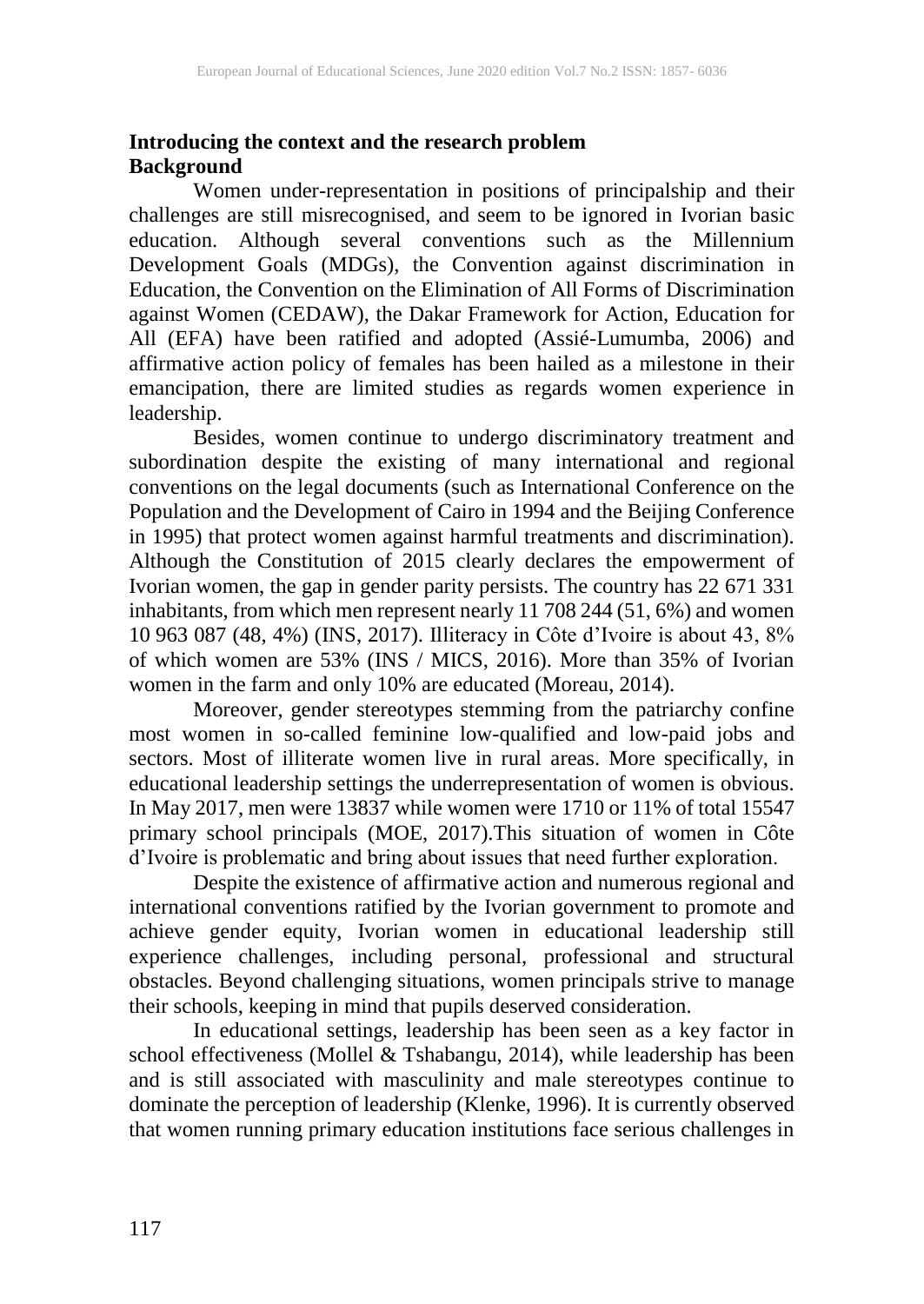## Introducing the context and the research problem

### Background

Women under-representation in positions of principalship and their challenges are still misrecognised, and seem to be ignored in Ivorian basic education. Although several conventions such as the Millennium Development Goals (MDGs), the Convention against discrimination in Education, the Convention on the Elimination of All Forms of Discrimination against Women (CEDAW), the Dakar Framework for Action, Education for All (EFA) have been ratified and adopted (Assié-Lumumba, 2006) and affirmative action policy of females has been hailed as a milestone in their emancipation, there are limited studies as regards women experience in leadership.

Besides, women continue to undergo discriminatory treatment and subordination despite the existing of many international and regional conventions on the legal documents (such as International Conference on the Population and the Development of Cairo in 1994 and the Beijing Conference in 1995) that protect women against harmful treatments and discrimination). Although the Constitution of 2015 clearly declares the empowerment of Ivorian women, the gap in gender parity persists. The country has 22 671 331 inhabitants, from which men represent nearly 11 708 244 (51, 6%) and women 10 963 087 (48, 4%) (INS, 2017). Illiteracy in Côte d'Ivoire is about 43, 8% of which women are 53% (INS / MICS, 2016). More than 35% of Ivorian women in the farm and only 10% are educated (Moreau, 2014).

Moreover, gender stereotypes stemming from the patriarchy confine most women in so-called feminine low-qualified and low-paid jobs and sectors. Most of illiterate women live in rural areas. More specifically, in educational leadership settings the underrepresentation of women is obvious. In May 2017, men were 13837 while women were 1710 or 11% of total 15547 primary school principals (MOE, 2017).This situation of women in Côte d'Ivoire is problematic and bring about issues that need further exploration.

Despite the existence of affirmative action and numerous regional and international conventions ratified by the Ivorian government to promote and achieve gender equity, Ivorian women in educational leadership still experience challenges, including personal, professional and structural obstacles. Beyond challenging situations, women principals strive to manage their schools, keeping in mind that pupils deserved consideration.

In educational settings, leadership has been seen as a key factor in school effectiveness (Mollel & Tshabangu, 2014), while leadership has been and is still associated with masculinity and male stereotypes continue to dominate the perception of leadership (Klenke, 1996). It is currently observed that women running primary education institutions face serious challenges in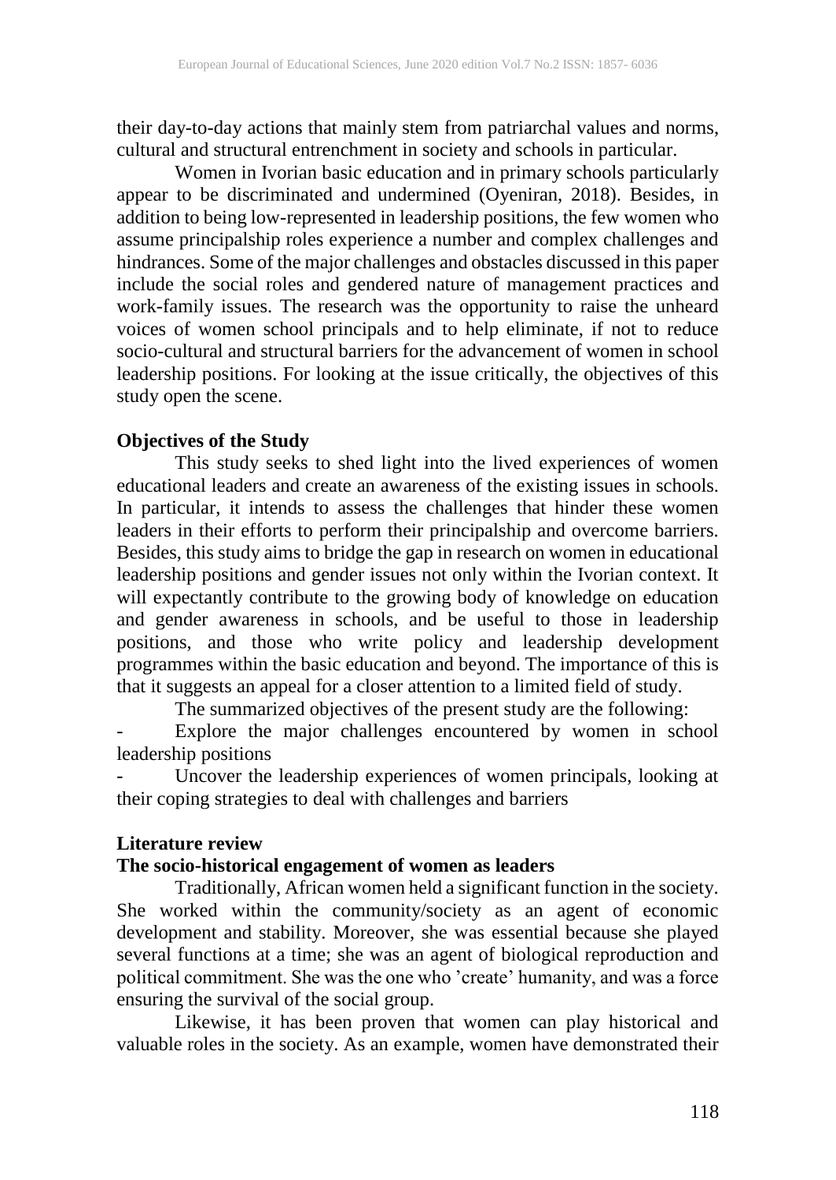their day-to-day actions that mainly stem from patriarchal values and norms, cultural and structural entrenchment in society and schools in particular.

Women in Ivorian basic education and in primary schools particularly appear to be discriminated and undermined (Oyeniran, 2018). Besides, in addition to being low-represented in leadership positions, the few women who assume principalship roles experience a number and complex challenges and hindrances. Some of the major challenges and obstacles discussed in this paper include the social roles and gendered nature of management practices and work-family issues. The research was the opportunity to raise the unheard voices of women school principals and to help eliminate, if not to reduce socio-cultural and structural barriers for the advancement of women in school leadership positions. For looking at the issue critically, the objectives of this study open the scene.

## Objectives of the Study

This study seeks to shed light into the lived experiences of women educational leaders and create an awareness of the existing issues in schools. In particular, it intends to assess the challenges that hinder these women leaders in their efforts to perform their principalship and overcome barriers. Besides, this study aims to bridge the gap in research on women in educational leadership positions and gender issues not only within the Ivorian context. It will expectantly contribute to the growing body of knowledge on education and gender awareness in schools, and be useful to those in leadership positions, and those who write policy and leadership development programmes within the basic education and beyond. The importance of this is that it suggests an appeal for a closer attention to a limited field of study.

The summarized objectives of the present study are the following:

- Explore the major challenges encountered by women in school leadership positions
- Uncover the leadership experiences of women principals, looking at their coping strategies to deal with challenges and barriers

## Literature review

### The socio-historical engagement of women as leaders

Traditionally, African women held a significant function in the society. She worked within the community/society as an agent of economic development and stability. Moreover, she was essential because she played several functions at a time; she was an agent of biological reproduction and political commitment. She was the one who 'create' humanity, and was a force ensuring the survival of the social group.

Likewise, it has been proven that women can play historical and valuable roles in the society. As an example, women have demonstrated their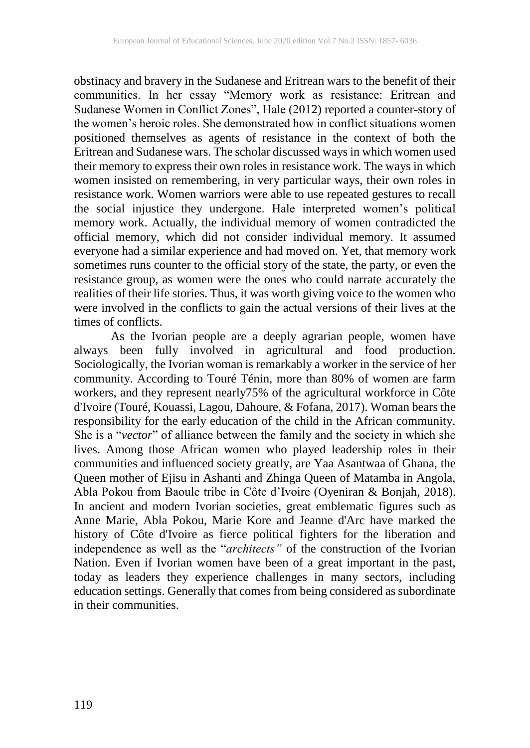obstinacy and bravery in the Sudanese and Eritrean wars to the benefit of their communities. In her essay "Memory work as resistance: Eritrean and Sudanese Women in Conflict Zones", Hale (2012) reported a counter-story of the women's heroic roles. She demonstrated how in conflict situations women positioned themselves as agents of resistance in the context of both the Eritrean and Sudanese wars. The scholar discussed ways in which women used their memory to express their own roles in resistance work. The ways in which women insisted on remembering, in very particular ways, their own roles in resistance work. Women warriors were able to use repeated gestures to recall the social injustice they undergone. Hale interpreted women's political memory work. Actually, the individual memory of women contradicted the official memory, which did not consider individual memory. It assumed everyone had a similar experience and had moved on. Yet, that memory work sometimes runs counter to the official story of the state, the party, or even the resistance group, as women were the ones who could narrate accurately the realities of their life stories. Thus, it was worth giving voice to the women who were involved in the conflicts to gain the actual versions of their lives at the times of conflicts.

As the Ivorian people are a deeply agrarian people, women have always been fully involved in agricultural and food production. Sociologically, the Ivorian woman is remarkably a worker in the service of her community. According to Touré Ténin, more than 80% of women are farm workers, and they represent nearly75% of the agricultural workforce in Côte d'Ivoire (Touré, Kouassi, Lagou, Dahoure, & Fofana, 2017). Woman bears the responsibility for the early education of the child in the African community. She is a "*vector*" of alliance between the family and the society in which she lives. Among those African women who played leadership roles in their communities and influenced society greatly, are Yaa Asantwaa of Ghana, the Queen mother of Ejisu in Ashanti and Zhinga Queen of Matamba in Angola, Abla Pokou from Baoule tribe in Côte d'Ivoire (Oyeniran & Bonjah, 2018). In ancient and modern Ivorian societies, great emblematic figures such as Anne Marie, Abla Pokou, Marie Kore and Jeanne d'Arc have marked the history of Côte d'Ivoire as fierce political fighters for the liberation and independence as well as the "*architects"* of the construction of the Ivorian Nation. Even if Ivorian women have been of a great important in the past, today as leaders they experience challenges in many sectors, including education settings. Generally that comes from being considered as subordinate in their communities.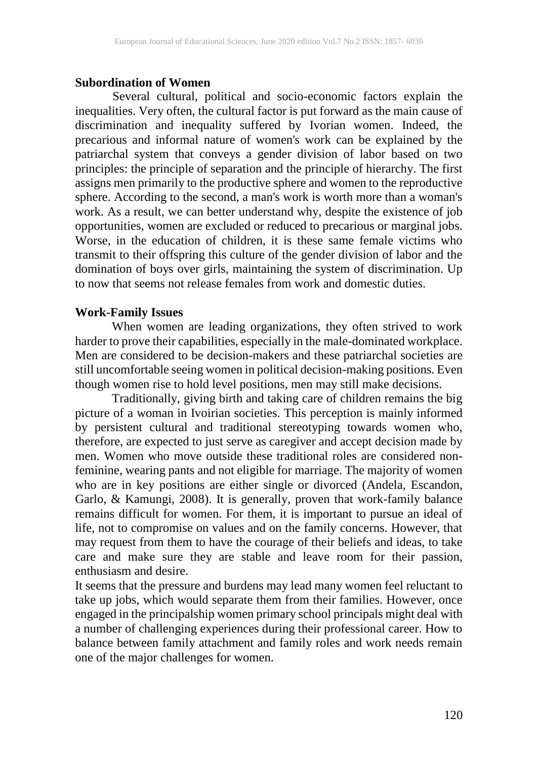**Subordination of Women**

Several cultural, political and socio-economic factors explain the inequalities. Very often, the cultural factor is put forward as the main cause of discrimination and inequality suffered by Ivorian women. Indeed, the precarious and informal nature of women's work can be explained by the patriarchal system that conveys a gender division of labor based on two principles: the principle of separation and the principle of hierarchy. The first assigns men primarily to the productive sphere and women to the reproductive sphere. According to the second, a man's work is worth more than a woman's work. As a result, we can better understand why, despite the existence of job opportunities, women are excluded or reduced to precarious or marginal jobs. Worse, in the education of children, it is these same female victims who transmit to their offspring this culture of the gender division of labor and the domination of boys over girls, maintaining the system of discrimination. Up to now that seems not release females from work and domestic duties.

**Work-Family Issues**

When women are leading organizations, they often strived to work harder to prove their capabilities, especially in the male-dominated workplace. Men are considered to be decision-makers and these patriarchal societies are still uncomfortable seeing women in political decision-making positions. Even though women rise to hold level positions, men may still make decisions.

Traditionally, giving birth and taking care of children remains the big picture of a woman in Ivoirian societies. This perception is mainly informed by persistent cultural and traditional stereotyping towards women who, therefore, are expected to just serve as caregiver and accept decision made by men. Women who move outside these traditional roles are considered non-feminine, wearing pants and not eligible for marriage. The majority of women who are in key positions are either single or divorced (Andela, Escandon, Garlo, & Kamungi, 2008). It is generally, proven that work-family balance remains difficult for women. For them, it is important to pursue an ideal of life, not to compromise on values and on the family concerns. However, that may request from them to have the courage of their beliefs and ideas, to take care and make sure they are stable and leave room for their passion, enthusiasm and desire.

It seems that the pressure and burdens may lead many women feel reluctant to take up jobs, which would separate them from their families. However, once engaged in the principalship women primary school principals might deal with a number of challenging experiences during their professional career. How to balance between family attachment and family roles and work needs remain one of the major challenges for women.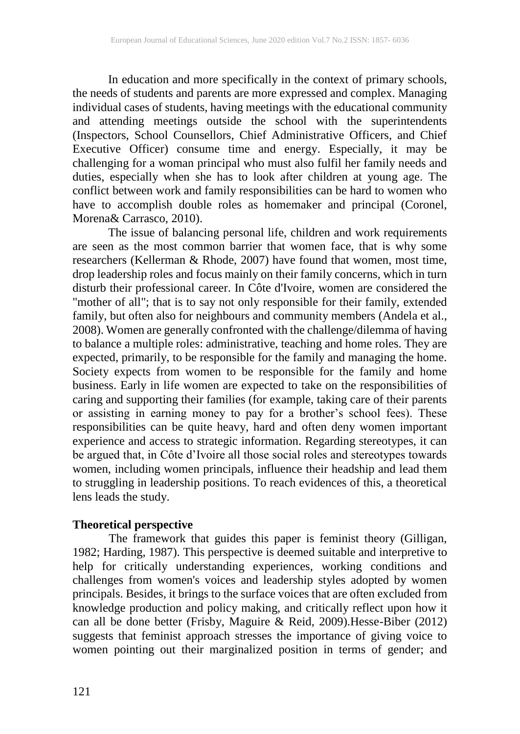In education and more specifically in the context of primary schools, the needs of students and parents are more expressed and complex. Managing individual cases of students, having meetings with the educational community and attending meetings outside the school with the superintendents (Inspectors, School Counsellors, Chief Administrative Officers, and Chief Executive Officer) consume time and energy. Especially, it may be challenging for a woman principal who must also fulfil her family needs and duties, especially when she has to look after children at young age. The conflict between work and family responsibilities can be hard to women who have to accomplish double roles as homemaker and principal (Coronel, Morena& Carrasco, 2010).

The issue of balancing personal life, children and work requirements are seen as the most common barrier that women face, that is why some researchers (Kellerman & Rhode, 2007) have found that women, most time, drop leadership roles and focus mainly on their family concerns, which in turn disturb their professional career. In Côte d'Ivoire, women are considered the "mother of all"; that is to say not only responsible for their family, extended family, but often also for neighbours and community members (Andela et al., 2008). Women are generally confronted with the challenge/dilemma of having to balance a multiple roles: administrative, teaching and home roles. They are expected, primarily, to be responsible for the family and managing the home. Society expects from women to be responsible for the family and home business. Early in life women are expected to take on the responsibilities of caring and supporting their families (for example, taking care of their parents or assisting in earning money to pay for a brother's school fees). These responsibilities can be quite heavy, hard and often deny women important experience and access to strategic information. Regarding stereotypes, it can be argued that, in Côte d'Ivoire all those social roles and stereotypes towards women, including women principals, influence their headship and lead them to struggling in leadership positions. To reach evidences of this, a theoretical lens leads the study.

## Theoretical perspective

The framework that guides this paper is feminist theory (Gilligan, 1982; Harding, 1987). This perspective is deemed suitable and interpretive to help for critically understanding experiences, working conditions and challenges from women's voices and leadership styles adopted by women principals. Besides, it brings to the surface voices that are often excluded from knowledge production and policy making, and critically reflect upon how it can all be done better (Frisby, Maguire & Reid, 2009).Hesse-Biber (2012) suggests that feminist approach stresses the importance of giving voice to women pointing out their marginalized position in terms of gender; and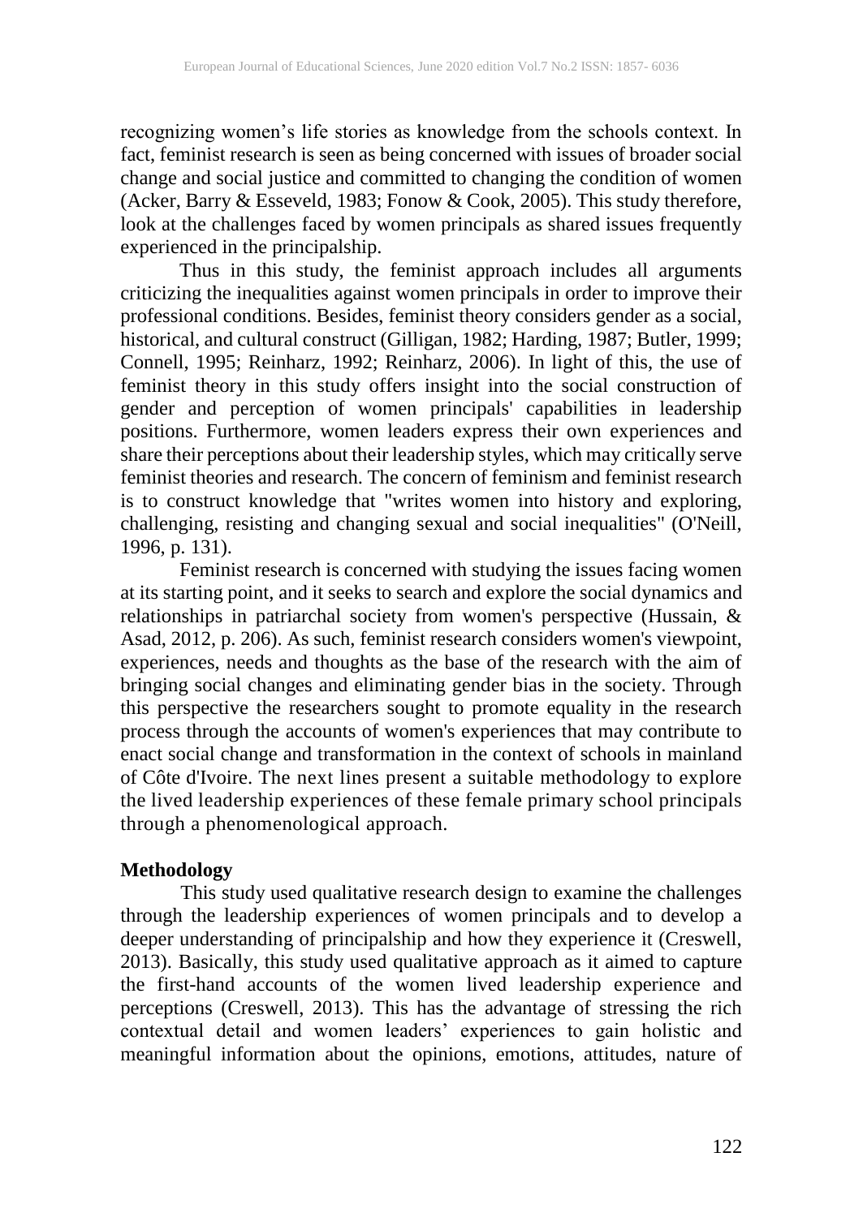recognizing women's life stories as knowledge from the schools context. In fact, feminist research is seen as being concerned with issues of broader social change and social justice and committed to changing the condition of women (Acker, Barry & Esseveld, 1983; Fonow & Cook, 2005). This study therefore, look at the challenges faced by women principals as shared issues frequently experienced in the principalship.

Thus in this study, the feminist approach includes all arguments criticizing the inequalities against women principals in order to improve their professional conditions. Besides, feminist theory considers gender as a social, historical, and cultural construct (Gilligan, 1982; Harding, 1987; Butler, 1999; Connell, 1995; Reinharz, 1992; Reinharz, 2006). In light of this, the use of feminist theory in this study offers insight into the social construction of gender and perception of women principals' capabilities in leadership positions. Furthermore, women leaders express their own experiences and share their perceptions about their leadership styles, which may critically serve feminist theories and research. The concern of feminism and feminist research is to construct knowledge that "writes women into history and exploring, challenging, resisting and changing sexual and social inequalities" (O'Neill, 1996, p. 131).

Feminist research is concerned with studying the issues facing women at its starting point, and it seeks to search and explore the social dynamics and relationships in patriarchal society from women's perspective (Hussain, & Asad, 2012, p. 206). As such, feminist research considers women's viewpoint, experiences, needs and thoughts as the base of the research with the aim of bringing social changes and eliminating gender bias in the society. Through this perspective the researchers sought to promote equality in the research process through the accounts of women's experiences that may contribute to enact social change and transformation in the context of schools in mainland of Côte d'Ivoire. The next lines present a suitable methodology to explore the lived leadership experiences of these female primary school principals through a phenomenological approach.

## Methodology

This study used qualitative research design to examine the challenges through the leadership experiences of women principals and to develop a deeper understanding of principalship and how they experience it (Creswell, 2013). Basically, this study used qualitative approach as it aimed to capture the first-hand accounts of the women lived leadership experience and perceptions (Creswell, 2013). This has the advantage of stressing the rich contextual detail and women leaders' experiences to gain holistic and meaningful information about the opinions, emotions, attitudes, nature of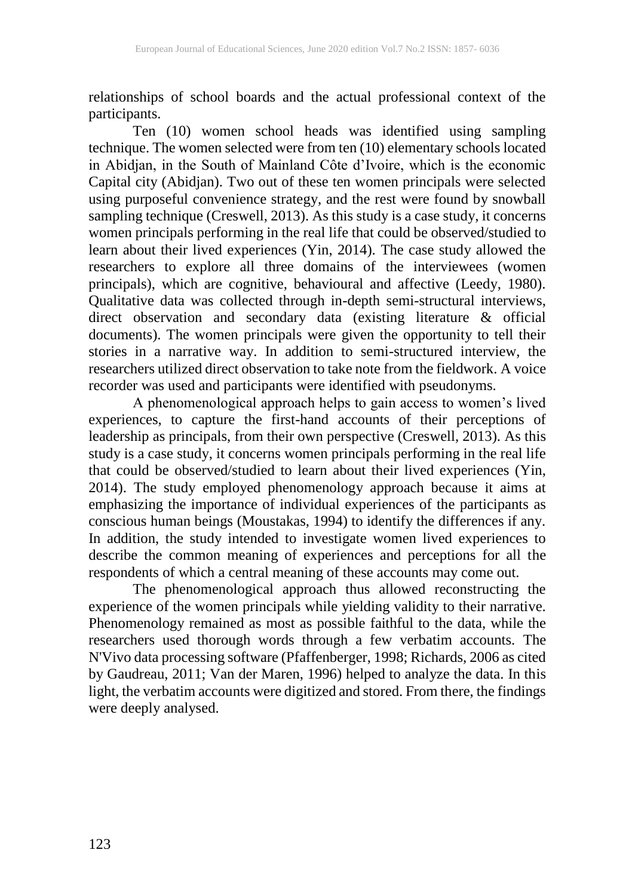relationships of school boards and the actual professional context of the participants.

Ten (10) women school heads was identified using sampling technique. The women selected were from ten (10) elementary schools located in Abidjan, in the South of Mainland Côte d'Ivoire, which is the economic Capital city (Abidjan). Two out of these ten women principals were selected using purposeful convenience strategy, and the rest were found by snowball sampling technique (Creswell, 2013). As this study is a case study, it concerns women principals performing in the real life that could be observed/studied to learn about their lived experiences (Yin, 2014). The case study allowed the researchers to explore all three domains of the interviewees (women principals), which are cognitive, behavioural and affective (Leedy, 1980). Qualitative data was collected through in-depth semi-structural interviews, direct observation and secondary data (existing literature & official documents). The women principals were given the opportunity to tell their stories in a narrative way. In addition to semi-structured interview, the researchers utilized direct observation to take note from the fieldwork. A voice recorder was used and participants were identified with pseudonyms.

A phenomenological approach helps to gain access to women's lived experiences, to capture the first-hand accounts of their perceptions of leadership as principals, from their own perspective (Creswell, 2013). As this study is a case study, it concerns women principals performing in the real life that could be observed/studied to learn about their lived experiences (Yin, 2014). The study employed phenomenology approach because it aims at emphasizing the importance of individual experiences of the participants as conscious human beings (Moustakas, 1994) to identify the differences if any. In addition, the study intended to investigate women lived experiences to describe the common meaning of experiences and perceptions for all the respondents of which a central meaning of these accounts may come out.

The phenomenological approach thus allowed reconstructing the experience of the women principals while yielding validity to their narrative. Phenomenology remained as most as possible faithful to the data, while the researchers used thorough words through a few verbatim accounts. The N'Vivo data processing software (Pfaffenberger, 1998; Richards, 2006 as cited by Gaudreau, 2011; Van der Maren, 1996) helped to analyze the data. In this light, the verbatim accounts were digitized and stored. From there, the findings were deeply analysed.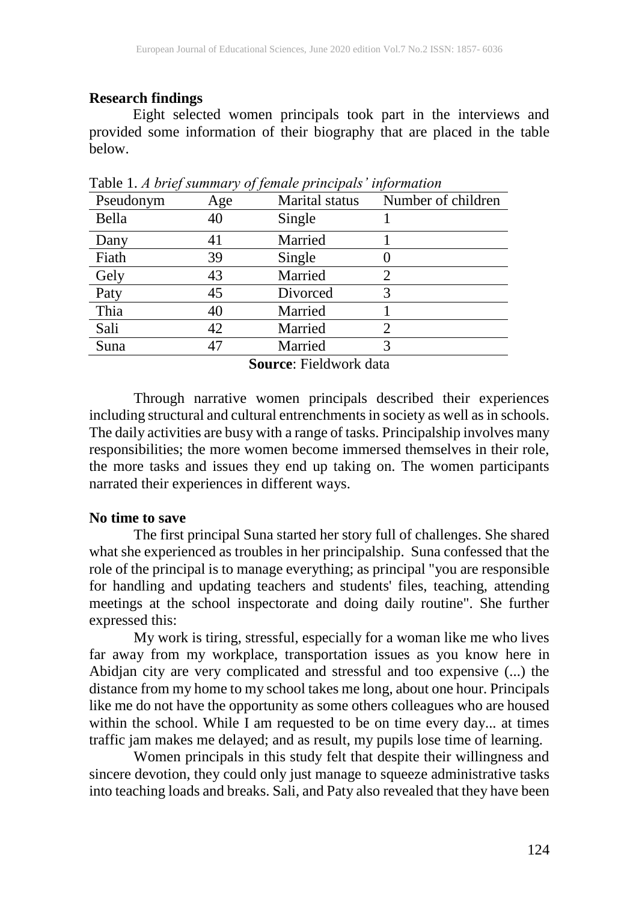## Research findings

Eight selected women principals took part in the interviews and provided some information of their biography that are placed in the table below.

Table 1. *A brief summary of female principals' information*

| Pseudonym | Age | Marital status | Number of children |
|---|---|---|---|
| Bella | 40 | Single | 1 |
| Dany | 41 | Married | 1 |
| Fiath | 39 | Single | 0 |
| Gely | 43 | Married | 2 |
| Paty | 45 | Divorced | 3 |
| Thia | 40 | Married | 1 |
| Sali | 42 | Married | 2 |
| Suna | 47 | Married | 3 |

**Source**: Fieldwork data

Through narrative women principals described their experiences including structural and cultural entrenchments in society as well as in schools. The daily activities are busy with a range of tasks. Principalship involves many responsibilities; the more women become immersed themselves in their role, the more tasks and issues they end up taking on. The women participants narrated their experiences in different ways.

### No time to save

The first principal Suna started her story full of challenges. She shared what she experienced as troubles in her principalship. Suna confessed that the role of the principal is to manage everything; as principal "you are responsible for handling and updating teachers and students' files, teaching, attending meetings at the school inspectorate and doing daily routine". She further expressed this:

My work is tiring, stressful, especially for a woman like me who lives far away from my workplace, transportation issues as you know here in Abidjan city are very complicated and stressful and too expensive (...) the distance from my home to my school takes me long, about one hour. Principals like me do not have the opportunity as some others colleagues who are housed within the school. While I am requested to be on time every day... at times traffic jam makes me delayed; and as result, my pupils lose time of learning.

Women principals in this study felt that despite their willingness and sincere devotion, they could only just manage to squeeze administrative tasks into teaching loads and breaks. Sali, and Paty also revealed that they have been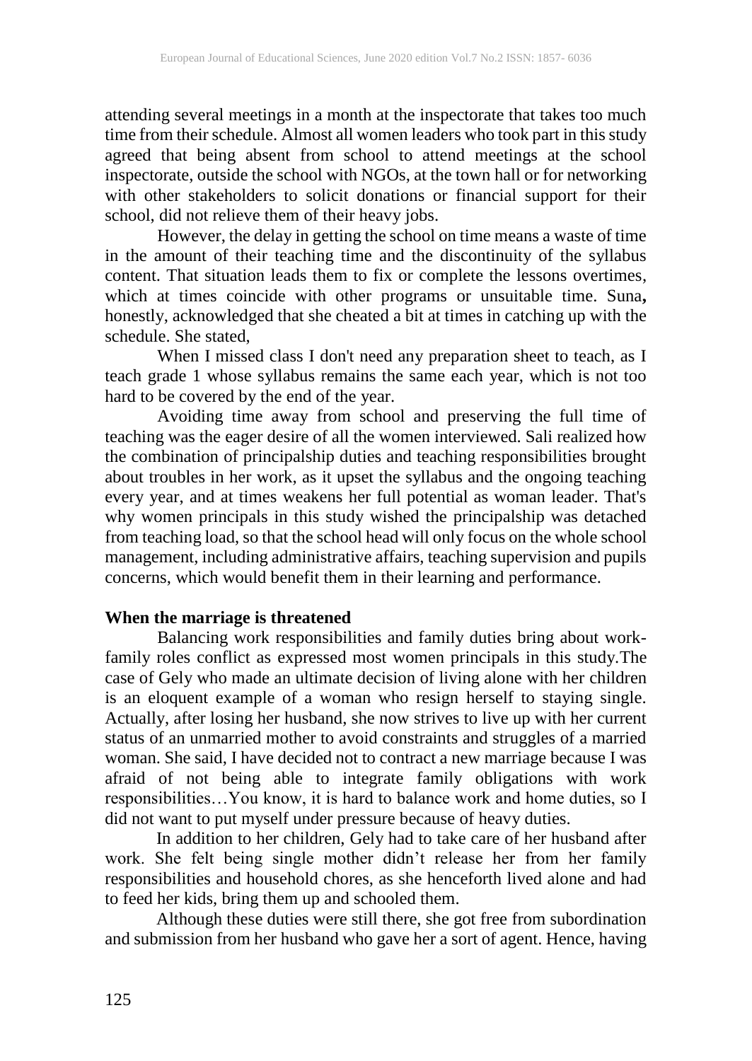attending several meetings in a month at the inspectorate that takes too much time from their schedule. Almost all women leaders who took part in this study agreed that being absent from school to attend meetings at the school inspectorate, outside the school with NGOs, at the town hall or for networking with other stakeholders to solicit donations or financial support for their school, did not relieve them of their heavy jobs.

However, the delay in getting the school on time means a waste of time in the amount of their teaching time and the discontinuity of the syllabus content. That situation leads them to fix or complete the lessons overtimes, which at times coincide with other programs or unsuitable time. Suna**,** honestly, acknowledged that she cheated a bit at times in catching up with the schedule. She stated,

When I missed class I don't need any preparation sheet to teach, as I teach grade 1 whose syllabus remains the same each year, which is not too hard to be covered by the end of the year.

Avoiding time away from school and preserving the full time of teaching was the eager desire of all the women interviewed. Sali realized how the combination of principalship duties and teaching responsibilities brought about troubles in her work, as it upset the syllabus and the ongoing teaching every year, and at times weakens her full potential as woman leader. That's why women principals in this study wished the principalship was detached from teaching load, so that the school head will only focus on the whole school management, including administrative affairs, teaching supervision and pupils concerns, which would benefit them in their learning and performance.

**When the marriage is threatened**

Balancing work responsibilities and family duties bring about work-family roles conflict as expressed most women principals in this study.The case of Gely who made an ultimate decision of living alone with her children is an eloquent example of a woman who resign herself to staying single. Actually, after losing her husband, she now strives to live up with her current status of an unmarried mother to avoid constraints and struggles of a married woman. She said, I have decided not to contract a new marriage because I was afraid of not being able to integrate family obligations with work responsibilities…You know, it is hard to balance work and home duties, so I did not want to put myself under pressure because of heavy duties.

In addition to her children, Gely had to take care of her husband after work. She felt being single mother didn't release her from her family responsibilities and household chores, as she henceforth lived alone and had to feed her kids, bring them up and schooled them.

Although these duties were still there, she got free from subordination and submission from her husband who gave her a sort of agent. Hence, having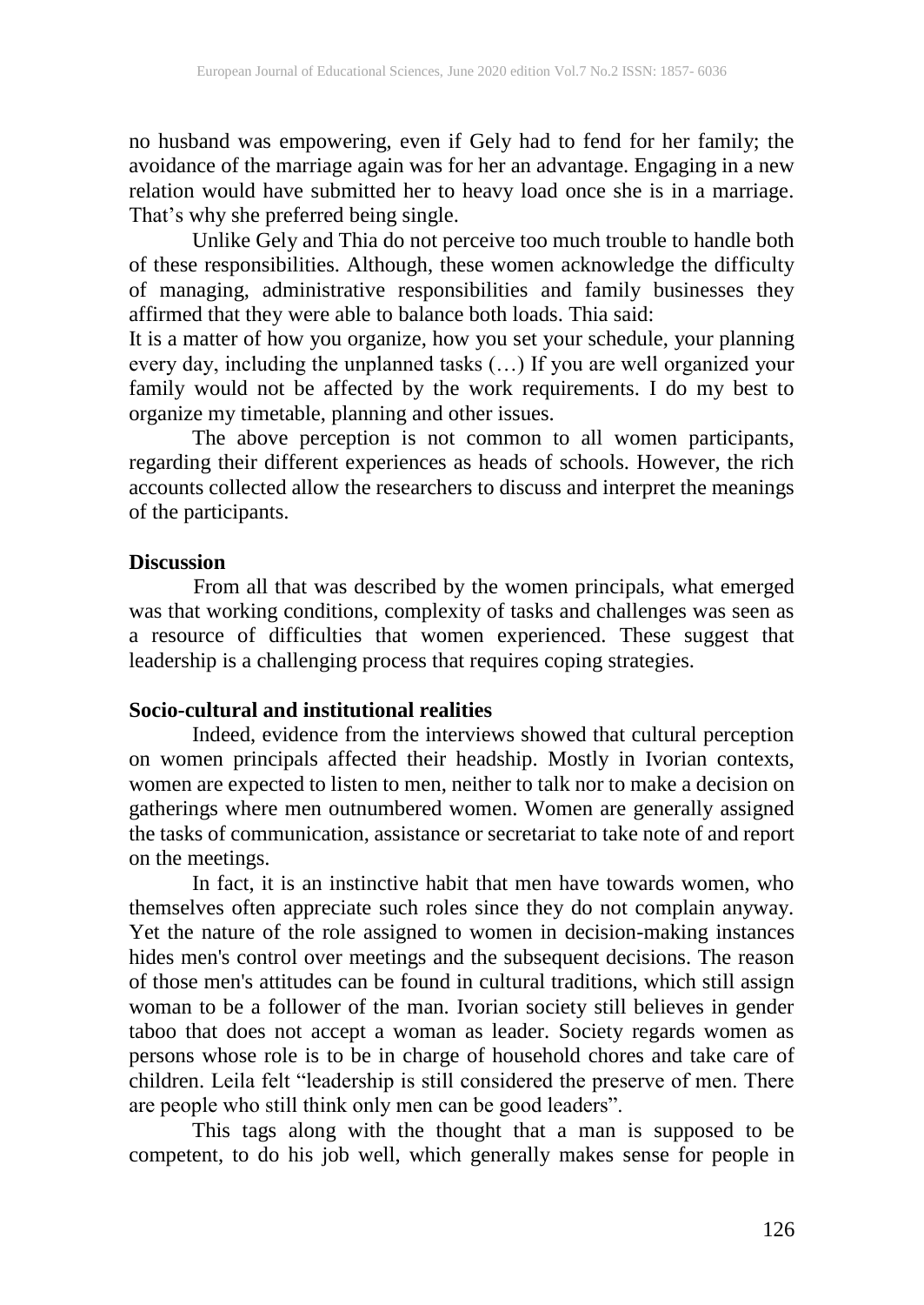no husband was empowering, even if Gely had to fend for her family; the avoidance of the marriage again was for her an advantage. Engaging in a new relation would have submitted her to heavy load once she is in a marriage. That's why she preferred being single.

Unlike Gely and Thia do not perceive too much trouble to handle both of these responsibilities. Although, these women acknowledge the difficulty of managing, administrative responsibilities and family businesses they affirmed that they were able to balance both loads. Thia said:

It is a matter of how you organize, how you set your schedule, your planning every day, including the unplanned tasks (…) If you are well organized your family would not be affected by the work requirements. I do my best to organize my timetable, planning and other issues.

The above perception is not common to all women participants, regarding their different experiences as heads of schools. However, the rich accounts collected allow the researchers to discuss and interpret the meanings of the participants.

## Discussion

From all that was described by the women principals, what emerged was that working conditions, complexity of tasks and challenges was seen as a resource of difficulties that women experienced. These suggest that leadership is a challenging process that requires coping strategies.

### Socio-cultural and institutional realities

Indeed, evidence from the interviews showed that cultural perception on women principals affected their headship. Mostly in Ivorian contexts, women are expected to listen to men, neither to talk nor to make a decision on gatherings where men outnumbered women. Women are generally assigned the tasks of communication, assistance or secretariat to take note of and report on the meetings.

In fact, it is an instinctive habit that men have towards women, who themselves often appreciate such roles since they do not complain anyway. Yet the nature of the role assigned to women in decision-making instances hides men's control over meetings and the subsequent decisions. The reason of those men's attitudes can be found in cultural traditions, which still assign woman to be a follower of the man. Ivorian society still believes in gender taboo that does not accept a woman as leader. Society regards women as persons whose role is to be in charge of household chores and take care of children. Leila felt "leadership is still considered the preserve of men. There are people who still think only men can be good leaders".

This tags along with the thought that a man is supposed to be competent, to do his job well, which generally makes sense for people in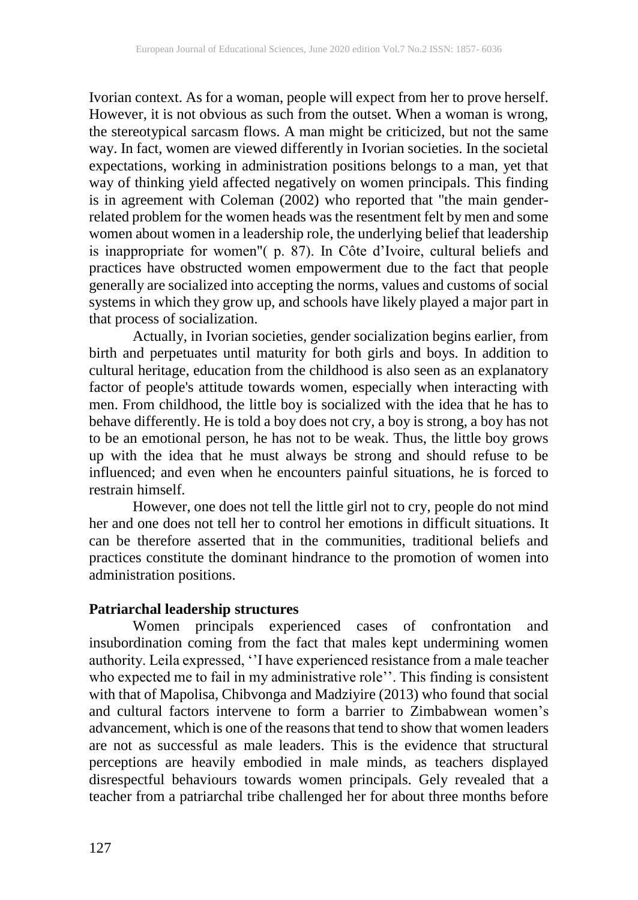Ivorian context. As for a woman, people will expect from her to prove herself. However, it is not obvious as such from the outset. When a woman is wrong, the stereotypical sarcasm flows. A man might be criticized, but not the same way. In fact, women are viewed differently in Ivorian societies. In the societal expectations, working in administration positions belongs to a man, yet that way of thinking yield affected negatively on women principals. This finding is in agreement with Coleman (2002) who reported that "the main gender-related problem for the women heads was the resentment felt by men and some women about women in a leadership role, the underlying belief that leadership is inappropriate for women"( p. 87). In Côte d'Ivoire, cultural beliefs and practices have obstructed women empowerment due to the fact that people generally are socialized into accepting the norms, values and customs of social systems in which they grow up, and schools have likely played a major part in that process of socialization.

Actually, in Ivorian societies, gender socialization begins earlier, from birth and perpetuates until maturity for both girls and boys. In addition to cultural heritage, education from the childhood is also seen as an explanatory factor of people's attitude towards women, especially when interacting with men. From childhood, the little boy is socialized with the idea that he has to behave differently. He is told a boy does not cry, a boy is strong, a boy has not to be an emotional person, he has not to be weak. Thus, the little boy grows up with the idea that he must always be strong and should refuse to be influenced; and even when he encounters painful situations, he is forced to restrain himself.

However, one does not tell the little girl not to cry, people do not mind her and one does not tell her to control her emotions in difficult situations. It can be therefore asserted that in the communities, traditional beliefs and practices constitute the dominant hindrance to the promotion of women into administration positions.

**Patriarchal leadership structures**

Women principals experienced cases of confrontation and insubordination coming from the fact that males kept undermining women authority. Leila expressed, ''I have experienced resistance from a male teacher who expected me to fail in my administrative role''. This finding is consistent with that of Mapolisa, Chibvonga and Madziyire (2013) who found that social and cultural factors intervene to form a barrier to Zimbabwean women's advancement, which is one of the reasons that tend to show that women leaders are not as successful as male leaders. This is the evidence that structural perceptions are heavily embodied in male minds, as teachers displayed disrespectful behaviours towards women principals. Gely revealed that a teacher from a patriarchal tribe challenged her for about three months before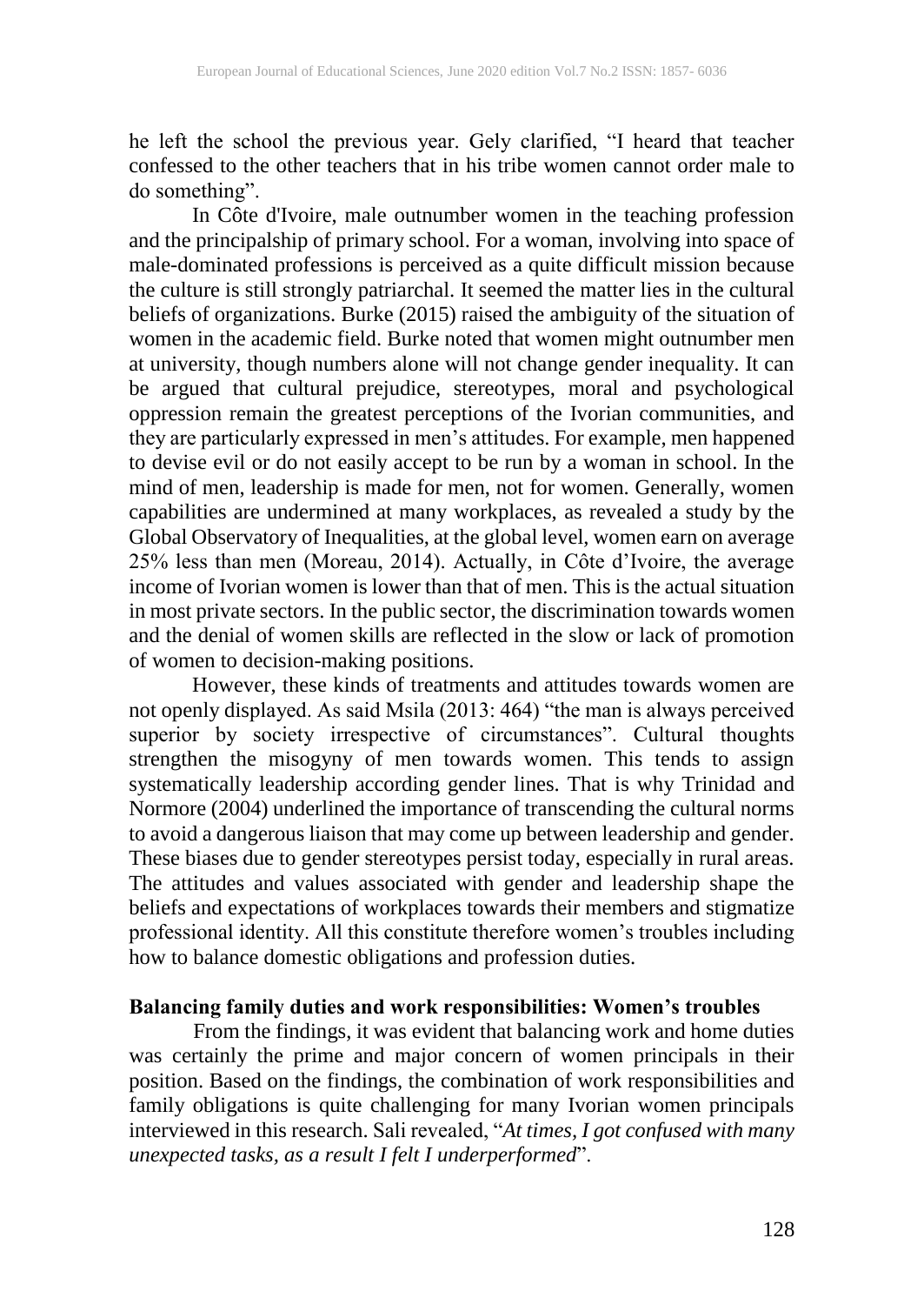he left the school the previous year. Gely clarified, "I heard that teacher confessed to the other teachers that in his tribe women cannot order male to do something".

In Côte d'Ivoire, male outnumber women in the teaching profession and the principalship of primary school. For a woman, involving into space of male-dominated professions is perceived as a quite difficult mission because the culture is still strongly patriarchal. It seemed the matter lies in the cultural beliefs of organizations. Burke (2015) raised the ambiguity of the situation of women in the academic field. Burke noted that women might outnumber men at university, though numbers alone will not change gender inequality. It can be argued that cultural prejudice, stereotypes, moral and psychological oppression remain the greatest perceptions of the Ivorian communities, and they are particularly expressed in men's attitudes. For example, men happened to devise evil or do not easily accept to be run by a woman in school. In the mind of men, leadership is made for men, not for women. Generally, women capabilities are undermined at many workplaces, as revealed a study by the Global Observatory of Inequalities, at the global level, women earn on average 25% less than men (Moreau, 2014). Actually, in Côte d'Ivoire, the average income of Ivorian women is lower than that of men. This is the actual situation in most private sectors. In the public sector, the discrimination towards women and the denial of women skills are reflected in the slow or lack of promotion of women to decision-making positions.

However, these kinds of treatments and attitudes towards women are not openly displayed. As said Msila (2013: 464) "the man is always perceived superior by society irrespective of circumstances". Cultural thoughts strengthen the misogyny of men towards women. This tends to assign systematically leadership according gender lines. That is why Trinidad and Normore (2004) underlined the importance of transcending the cultural norms to avoid a dangerous liaison that may come up between leadership and gender. These biases due to gender stereotypes persist today, especially in rural areas. The attitudes and values associated with gender and leadership shape the beliefs and expectations of workplaces towards their members and stigmatize professional identity. All this constitute therefore women's troubles including how to balance domestic obligations and profession duties.

### Balancing family duties and work responsibilities: Women's troubles

From the findings, it was evident that balancing work and home duties was certainly the prime and major concern of women principals in their position. Based on the findings, the combination of work responsibilities and family obligations is quite challenging for many Ivorian women principals interviewed in this research. Sali revealed, "*At times, I got confused with many unexpected tasks, as a result I felt I underperformed*".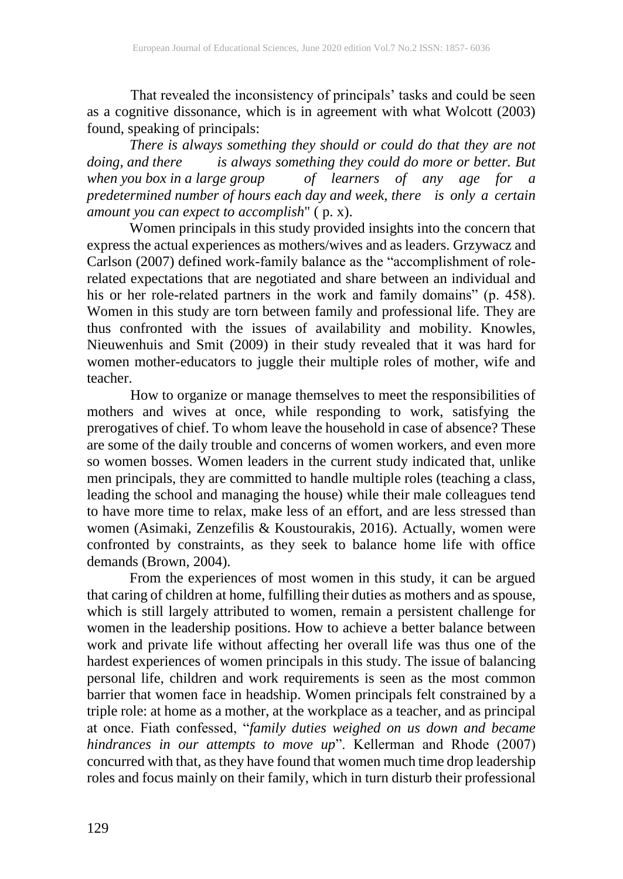That revealed the inconsistency of principals' tasks and could be seen as a cognitive dissonance, which is in agreement with what Wolcott (2003) found, speaking of principals:

*There is always something they should or could do that they are not doing, and there is always something they could do more or better. But when you box in a large group of learners of any age for a predetermined number of hours each day and week, there is only a certain amount you can expect to accomplish*" ( p. x).

Women principals in this study provided insights into the concern that express the actual experiences as mothers/wives and as leaders. Grzywacz and Carlson (2007) defined work-family balance as the "accomplishment of role-related expectations that are negotiated and share between an individual and his or her role-related partners in the work and family domains" (p. 458). Women in this study are torn between family and professional life. They are thus confronted with the issues of availability and mobility. Knowles, Nieuwenhuis and Smit (2009) in their study revealed that it was hard for women mother-educators to juggle their multiple roles of mother, wife and teacher.

How to organize or manage themselves to meet the responsibilities of mothers and wives at once, while responding to work, satisfying the prerogatives of chief. To whom leave the household in case of absence? These are some of the daily trouble and concerns of women workers, and even more so women bosses. Women leaders in the current study indicated that, unlike men principals, they are committed to handle multiple roles (teaching a class, leading the school and managing the house) while their male colleagues tend to have more time to relax, make less of an effort, and are less stressed than women (Asimaki, Zenzefilis & Koustourakis, 2016). Actually, women were confronted by constraints, as they seek to balance home life with office demands (Brown, 2004).

From the experiences of most women in this study, it can be argued that caring of children at home, fulfilling their duties as mothers and as spouse, which is still largely attributed to women, remain a persistent challenge for women in the leadership positions. How to achieve a better balance between work and private life without affecting her overall life was thus one of the hardest experiences of women principals in this study. The issue of balancing personal life, children and work requirements is seen as the most common barrier that women face in headship. Women principals felt constrained by a triple role: at home as a mother, at the workplace as a teacher, and as principal at once. Fiath confessed, "*family duties weighed on us down and became hindrances in our attempts to move up*". Kellerman and Rhode (2007) concurred with that, as they have found that women much time drop leadership roles and focus mainly on their family, which in turn disturb their professional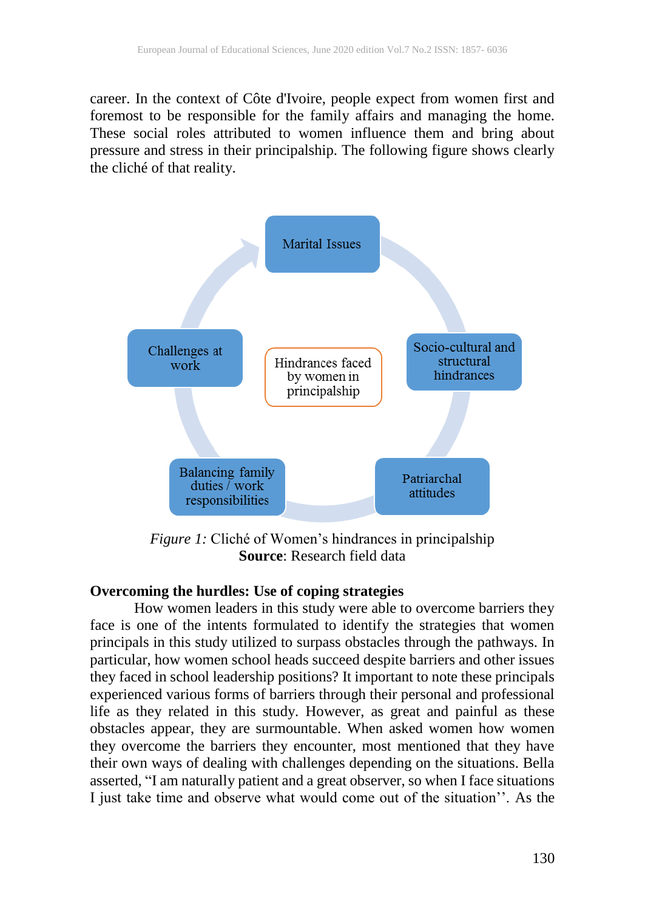career. In the context of Côte d'Ivoire, people expect from women first and foremost to be responsible for the family affairs and managing the home. These social roles attributed to women influence them and bring about pressure and stress in their principalship. The following figure shows clearly the cliché of that reality.

Marital Issues

Socio-cultural and structural hindrances

Patriarchal attitudes

Balancing family duties / work responsibilities

Challenges at work

Hindrances faced by women in principalship

*Figure 1:* Cliché of Women's hindrances in principalship
**Source**: Research field data

### Overcoming the hurdles: Use of coping strategies

How women leaders in this study were able to overcome barriers they face is one of the intents formulated to identify the strategies that women principals in this study utilized to surpass obstacles through the pathways. In particular, how women school heads succeed despite barriers and other issues they faced in school leadership positions? It important to note these principals experienced various forms of barriers through their personal and professional life as they related in this study. However, as great and painful as these obstacles appear, they are surmountable. When asked women how women they overcome the barriers they encounter, most mentioned that they have their own ways of dealing with challenges depending on the situations. Bella asserted, "I am naturally patient and a great observer, so when I face situations I just take time and observe what would come out of the situation''. As the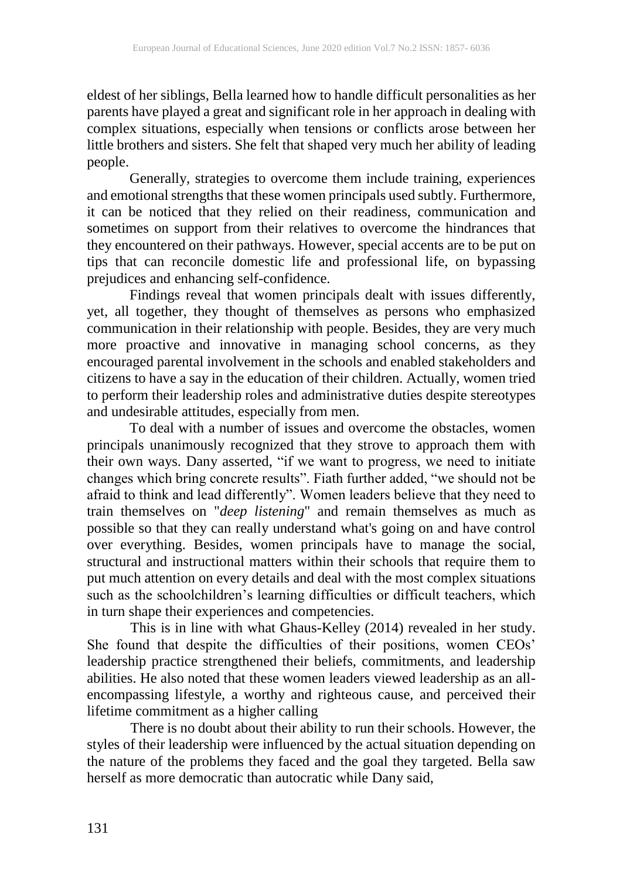eldest of her siblings, Bella learned how to handle difficult personalities as her parents have played a great and significant role in her approach in dealing with complex situations, especially when tensions or conflicts arose between her little brothers and sisters. She felt that shaped very much her ability of leading people.

Generally, strategies to overcome them include training, experiences and emotional strengths that these women principals used subtly. Furthermore, it can be noticed that they relied on their readiness, communication and sometimes on support from their relatives to overcome the hindrances that they encountered on their pathways. However, special accents are to be put on tips that can reconcile domestic life and professional life, on bypassing prejudices and enhancing self-confidence.

Findings reveal that women principals dealt with issues differently, yet, all together, they thought of themselves as persons who emphasized communication in their relationship with people. Besides, they are very much more proactive and innovative in managing school concerns, as they encouraged parental involvement in the schools and enabled stakeholders and citizens to have a say in the education of their children. Actually, women tried to perform their leadership roles and administrative duties despite stereotypes and undesirable attitudes, especially from men.

To deal with a number of issues and overcome the obstacles, women principals unanimously recognized that they strove to approach them with their own ways. Dany asserted, "if we want to progress, we need to initiate changes which bring concrete results". Fiath further added, "we should not be afraid to think and lead differently". Women leaders believe that they need to train themselves on "*deep listening*" and remain themselves as much as possible so that they can really understand what's going on and have control over everything. Besides, women principals have to manage the social, structural and instructional matters within their schools that require them to put much attention on every details and deal with the most complex situations such as the schoolchildren's learning difficulties or difficult teachers, which in turn shape their experiences and competencies.

This is in line with what Ghaus-Kelley (2014) revealed in her study. She found that despite the difficulties of their positions, women CEOs' leadership practice strengthened their beliefs, commitments, and leadership abilities. He also noted that these women leaders viewed leadership as an all-encompassing lifestyle, a worthy and righteous cause, and perceived their lifetime commitment as a higher calling

There is no doubt about their ability to run their schools. However, the styles of their leadership were influenced by the actual situation depending on the nature of the problems they faced and the goal they targeted. Bella saw herself as more democratic than autocratic while Dany said,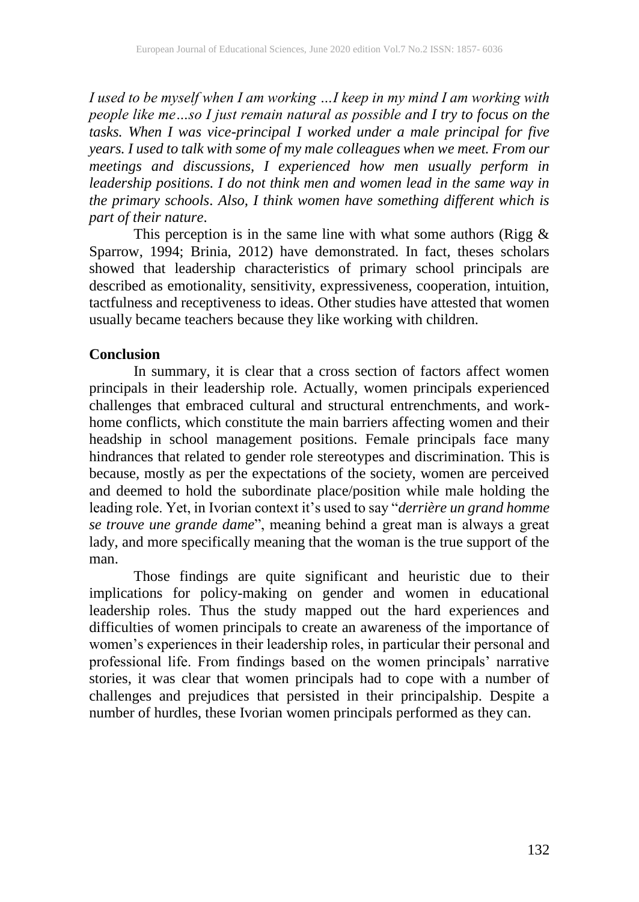*I used to be myself when I am working …I keep in my mind I am working with people like me…so I just remain natural as possible and I try to focus on the tasks. When I was vice-principal I worked under a male principal for five years. I used to talk with some of my male colleagues when we meet. From our meetings and discussions, I experienced how men usually perform in leadership positions. I do not think men and women lead in the same way in the primary schools. Also, I think women have something different which is part of their nature.*

This perception is in the same line with what some authors (Rigg & Sparrow, 1994; Brinia, 2012) have demonstrated. In fact, theses scholars showed that leadership characteristics of primary school principals are described as emotionality, sensitivity, expressiveness, cooperation, intuition, tactfulness and receptiveness to ideas. Other studies have attested that women usually became teachers because they like working with children.

## Conclusion

In summary, it is clear that a cross section of factors affect women principals in their leadership role. Actually, women principals experienced challenges that embraced cultural and structural entrenchments, and work-home conflicts, which constitute the main barriers affecting women and their headship in school management positions. Female principals face many hindrances that related to gender role stereotypes and discrimination. This is because, mostly as per the expectations of the society, women are perceived and deemed to hold the subordinate place/position while male holding the leading role. Yet, in Ivorian context it's used to say "*derrière un grand homme se trouve une grande dame*", meaning behind a great man is always a great lady, and more specifically meaning that the woman is the true support of the man.

Those findings are quite significant and heuristic due to their implications for policy-making on gender and women in educational leadership roles. Thus the study mapped out the hard experiences and difficulties of women principals to create an awareness of the importance of women's experiences in their leadership roles, in particular their personal and professional life. From findings based on the women principals' narrative stories, it was clear that women principals had to cope with a number of challenges and prejudices that persisted in their principalship. Despite a number of hurdles, these Ivorian women principals performed as they can.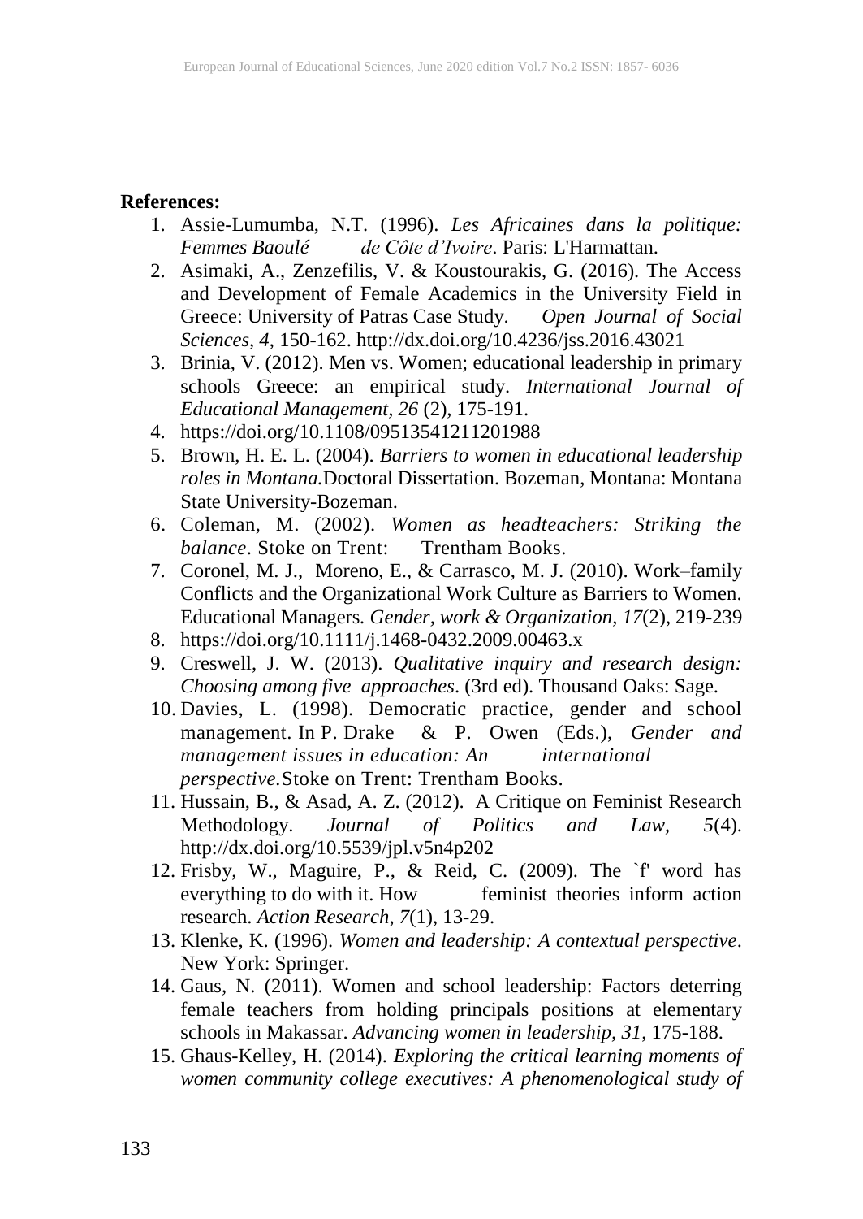**References:**

1. Assie-Lumumba, N.T. (1996). *Les Africaines dans la politique: Femmes Baoulé de Côte d'Ivoire*. Paris: L'Harmattan.
2. Asimaki, A., Zenzefilis, V. & Koustourakis, G. (2016). The Access and Development of Female Academics in the University Field in Greece: University of Patras Case Study. *Open Journal of Social Sciences, 4*, 150-162. http://dx.doi.org/10.4236/jss.2016.43021
3. Brinia, V. (2012). Men vs. Women; educational leadership in primary schools Greece: an empirical study. *International Journal of Educational Management, 26* (2), 175-191.
4. https://doi.org/10.1108/09513541211201988
5. Brown, H. E. L. (2004). *Barriers to women in educational leadership roles in Montana.*Doctoral Dissertation. Bozeman, Montana: Montana State University-Bozeman.
6. Coleman, M. (2002). *Women as headteachers: Striking the balance*. Stoke on Trent: Trentham Books.
7. Coronel, M. J., Moreno, E., & Carrasco, M. J. (2010). Work–family Conflicts and the Organizational Work Culture as Barriers to Women. Educational Managers. *Gender, work & Organization, 17*(2), 219-239
8. https://doi.org/10.1111/j.1468-0432.2009.00463.x
9. Creswell, J. W. (2013). *Qualitative inquiry and research design: Choosing among five approaches*. (3rd ed). Thousand Oaks: Sage.
10. Davies, L. (1998). Democratic practice, gender and school management. In P. Drake & P. Owen (Eds.), *Gender and management issues in education: An international perspective.*Stoke on Trent: Trentham Books.
11. Hussain, B., & Asad, A. Z. (2012). A Critique on Feminist Research Methodology. *Journal of Politics and Law, 5*(4). http://dx.doi.org/10.5539/jpl.v5n4p202
12. Frisby, W., Maguire, P., & Reid, C. (2009). The `f' word has everything to do with it. How feminist theories inform action research. *Action Research, 7*(1), 13-29.
13. Klenke, K. (1996). *Women and leadership: A contextual perspective*. New York: Springer.
14. Gaus, N. (2011). Women and school leadership: Factors deterring female teachers from holding principals positions at elementary schools in Makassar. *Advancing women in leadership, 31*, 175-188.
15. Ghaus-Kelley, H. (2014). *Exploring the critical learning moments of women community college executives: A phenomenological study of*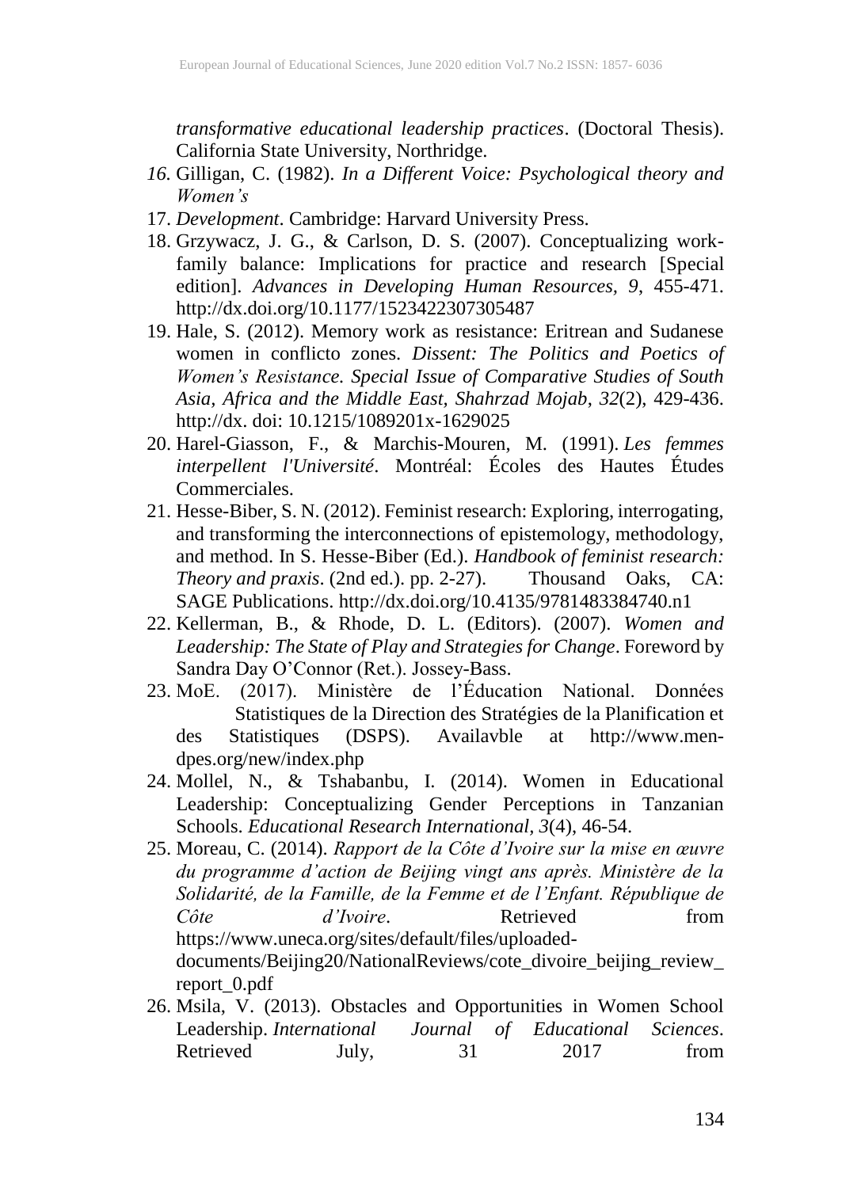*transformative educational leadership practices*. (Doctoral Thesis). California State University, Northridge.

16. Gilligan, C. (1982). *In a Different Voice: Psychological theory and Women's*
17. *Development*. Cambridge: Harvard University Press.
18. Grzywacz, J. G., & Carlson, D. S. (2007). Conceptualizing work-family balance: Implications for practice and research [Special edition]. *Advances in Developing Human Resources, 9*, 455-471. http://dx.doi.org/10.1177/1523422307305487
19. Hale, S. (2012). Memory work as resistance: Eritrean and Sudanese women in conflicto zones. *Dissent: The Politics and Poetics of Women's Resistance. Special Issue of Comparative Studies of South Asia, Africa and the Middle East, Shahrzad Mojab*, *32*(2), 429-436. http://dx. doi: 10.1215/1089201x-1629025
20. Harel-Giasson, F., & Marchis-Mouren, M. (1991). *Les femmes interpellent l'Université*. Montréal: Écoles des Hautes Études Commerciales.
21. Hesse-Biber, S. N. (2012). Feminist research: Exploring, interrogating, and transforming the interconnections of epistemology, methodology, and method. In S. Hesse-Biber (Ed.). *Handbook of feminist research: Theory and praxis*. (2nd ed.). pp. 2-27). Thousand Oaks, CA: SAGE Publications. http://dx.doi.org/10.4135/9781483384740.n1
22. Kellerman, B., & Rhode, D. L. (Editors). (2007). *Women and Leadership: The State of Play and Strategies for Change*. Foreword by Sandra Day O'Connor (Ret.). Jossey-Bass.
23. MoE. (2017). Ministère de l'Éducation National. Données Statistiques de la Direction des Stratégies de la Planification et des Statistiques (DSPS). Availavble at http://www.men-dpes.org/new/index.php
24. Mollel, N., & Tshabanbu, I. (2014). Women in Educational Leadership: Conceptualizing Gender Perceptions in Tanzanian Schools. *Educational Research International*, *3*(4), 46-54.
25. Moreau, C. (2014). *Rapport de la Côte d'Ivoire sur la mise en œuvre du programme d'action de Beijing vingt ans après. Ministère de la Solidarité, de la Famille, de la Femme et de l'Enfant. République de Côte d'Ivoire*. Retrieved from https://www.uneca.org/sites/default/files/uploaded-documents/Beijing20/NationalReviews/cote_divoire_beijing_review_report_0.pdf
26. Msila, V. (2013). Obstacles and Opportunities in Women School Leadership. *International Journal of Educational Sciences*. Retrieved July, 31 2017 from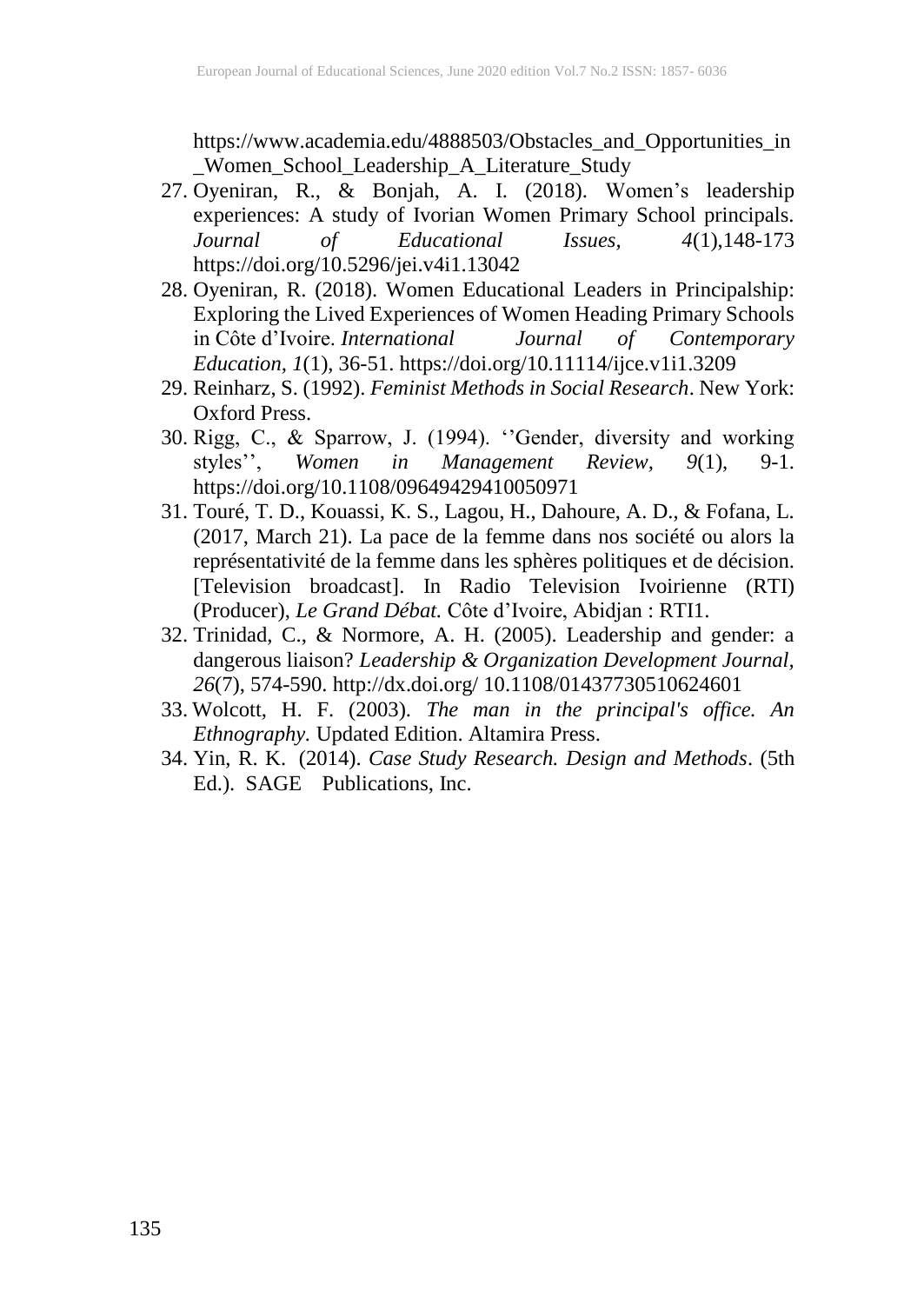https://www.academia.edu/4888503/Obstacles_and_Opportunities_in_Women_School_Leadership_A_Literature_Study

27. Oyeniran, R., & Bonjah, A. I. (2018). Women's leadership experiences: A study of Ivorian Women Primary School principals. *Journal of Educational Issues, 4*(1),148-173 https://doi.org/10.5296/jei.v4i1.13042
28. Oyeniran, R. (2018). Women Educational Leaders in Principalship: Exploring the Lived Experiences of Women Heading Primary Schools in Côte d'Ivoire. *International Journal of Contemporary Education, 1*(1), 36-51. https://doi.org/10.11114/ijce.v1i1.3209
29. Reinharz, S. (1992). *Feminist Methods in Social Research*. New York: Oxford Press.
30. Rigg, C., & Sparrow, J. (1994). ''Gender, diversity and working styles'', *Women in Management Review, 9*(1), 9-1. https://doi.org/10.1108/09649429410050971
31. Touré, T. D., Kouassi, K. S., Lagou, H., Dahoure, A. D., & Fofana, L. (2017, March 21). La pace de la femme dans nos société ou alors la représentativité de la femme dans les sphères politiques et de décision. [Television broadcast]. In Radio Television Ivoirienne (RTI) (Producer), *Le Grand Débat.* Côte d'Ivoire, Abidjan : RTI1.
32. Trinidad, C., & Normore, A. H. (2005). Leadership and gender: a dangerous liaison? *Leadership & Organization Development Journal, 26*(7), 574-590. http://dx.doi.org/ 10.1108/01437730510624601
33. Wolcott, H. F. (2003). *The man in the principal's office. An Ethnography.* Updated Edition. Altamira Press.
34. Yin, R. K. (2014). *Case Study Research. Design and Methods*. (5th Ed.). SAGE Publications, Inc.